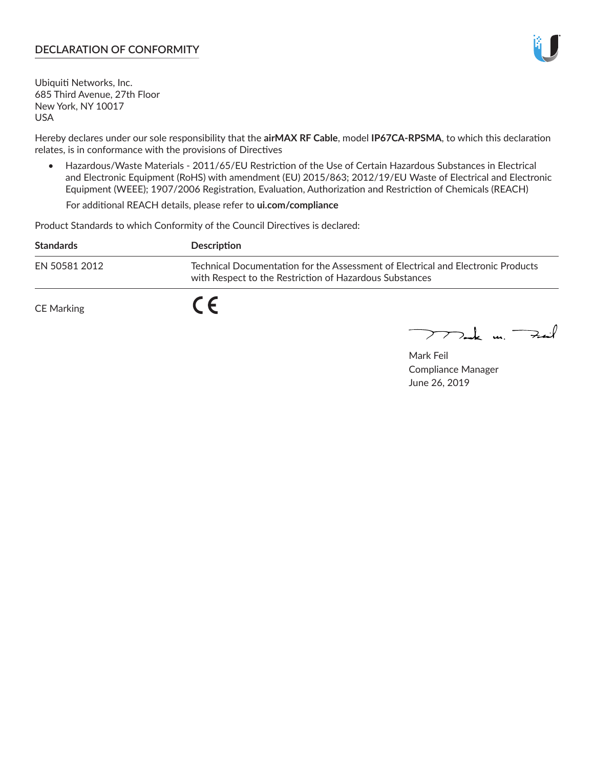## DECLARATION OF CONFORMITY

Ubiquiti Networks, Inc.
685 Third Avenue, 27th Floor
New York, NY 10017
USA

Hereby declares under our sole responsibility that the **airMAX RF Cable**, model **IP67CA-RPSMA**, to which this declaration relates, is in conformance with the provisions of Directives

- Hazardous/Waste Materials - 2011/65/EU Restriction of the Use of Certain Hazardous Substances in Electrical and Electronic Equipment (RoHS) with amendment (EU) 2015/863; 2012/19/EU Waste of Electrical and Electronic Equipment (WEEE); 1907/2006 Registration, Evaluation, Authorization and Restriction of Chemicals (REACH)

  For additional REACH details, please refer to **ui.com/compliance**

Product Standards to which Conformity of the Council Directives is declared:

| Standards | Description |
|---|---|
| EN 50581 2012 | Technical Documentation for the Assessment of Electrical and Electronic Products with Respect to the Restriction of Hazardous Substances |
| CE Marking | CE |

Mark Feil
Compliance Manager
June 26, 2019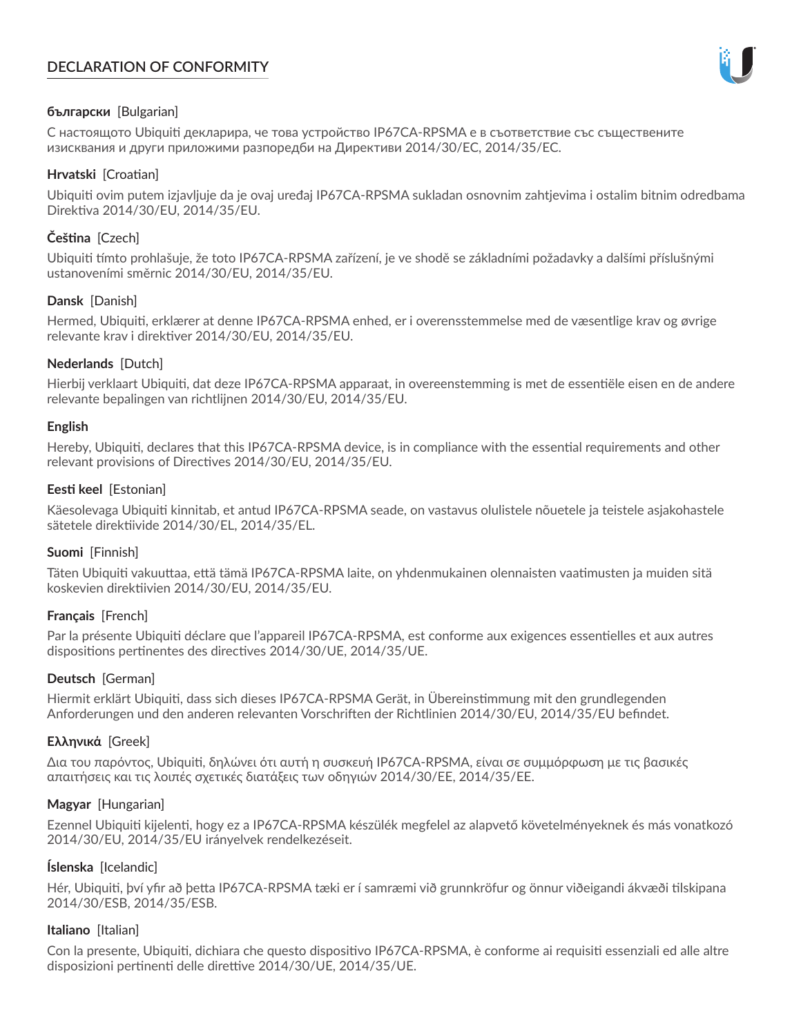# DECLARATION OF CONFORMITY

**български** [Bulgarian]

С настоящото Ubiquiti декларира, че това устройство IP67CA-RPSMA е в съответствие със съществените изисквания и други приложими разпоредби на Директиви 2014/30/ЕС, 2014/35/ЕС.

**Hrvatski** [Croatian]

Ubiquiti ovim putem izjavljuje da je ovaj uređaj IP67CA-RPSMA sukladan osnovnim zahtjevima i ostalim bitnim odredbama Direktiva 2014/30/EU, 2014/35/EU.

**Čeština** [Czech]

Ubiquiti tímto prohlašuje, že toto IP67CA-RPSMA zařízení, je ve shodě se základními požadavky a dalšími příslušnými ustanoveními směrnic 2014/30/EU, 2014/35/EU.

**Dansk** [Danish]

Hermed, Ubiquiti, erklærer at denne IP67CA-RPSMA enhed, er i overensstemmelse med de væsentlige krav og øvrige relevante krav i direktiver 2014/30/EU, 2014/35/EU.

**Nederlands** [Dutch]

Hierbij verklaart Ubiquiti, dat deze IP67CA-RPSMA apparaat, in overeenstemming is met de essentiële eisen en de andere relevante bepalingen van richtlijnen 2014/30/EU, 2014/35/EU.

**English**

Hereby, Ubiquiti, declares that this IP67CA-RPSMA device, is in compliance with the essential requirements and other relevant provisions of Directives 2014/30/EU, 2014/35/EU.

**Eesti keel** [Estonian]

Käesolevaga Ubiquiti kinnitab, et antud IP67CA-RPSMA seade, on vastavus olulistele nõuetele ja teistele asjakohastele sätetele direktiivide 2014/30/EL, 2014/35/EL.

**Suomi** [Finnish]

Täten Ubiquiti vakuuttaa, että tämä IP67CA-RPSMA laite, on yhdenmukainen olennaisten vaatimusten ja muiden sitä koskevien direktiivien 2014/30/EU, 2014/35/EU.

**Français** [French]

Par la présente Ubiquiti déclare que l'appareil IP67CA-RPSMA, est conforme aux exigences essentielles et aux autres dispositions pertinentes des directives 2014/30/UE, 2014/35/UE.

**Deutsch** [German]

Hiermit erklärt Ubiquiti, dass sich dieses IP67CA-RPSMA Gerät, in Übereinstimmung mit den grundlegenden Anforderungen und den anderen relevanten Vorschriften der Richtlinien 2014/30/EU, 2014/35/EU befindet.

**Ελληνικά** [Greek]

Δια του παρόντος, Ubiquiti, δηλώνει ότι αυτή η συσκευή IP67CA-RPSMA, είναι σε συμμόρφωση με τις βασικές απαιτήσεις και τις λοιπές σχετικές διατάξεις των οδηγιών 2014/30/EE, 2014/35/EE.

**Magyar** [Hungarian]

Ezennel Ubiquiti kijelenti, hogy ez a IP67CA-RPSMA készülék megfelel az alapvető követelményeknek és más vonatkozó 2014/30/EU, 2014/35/EU irányelvek rendelkezéseit.

**Íslenska** [Icelandic]

Hér, Ubiquiti, því yfir að þetta IP67CA-RPSMA tæki er í samræmi við grunnkröfur og önnur viðeigandi ákvæði tilskipana 2014/30/ESB, 2014/35/ESB.

**Italiano** [Italian]

Con la presente, Ubiquiti, dichiara che questo dispositivo IP67CA-RPSMA, è conforme ai requisiti essenziali ed alle altre disposizioni pertinenti delle direttive 2014/30/UE, 2014/35/UE.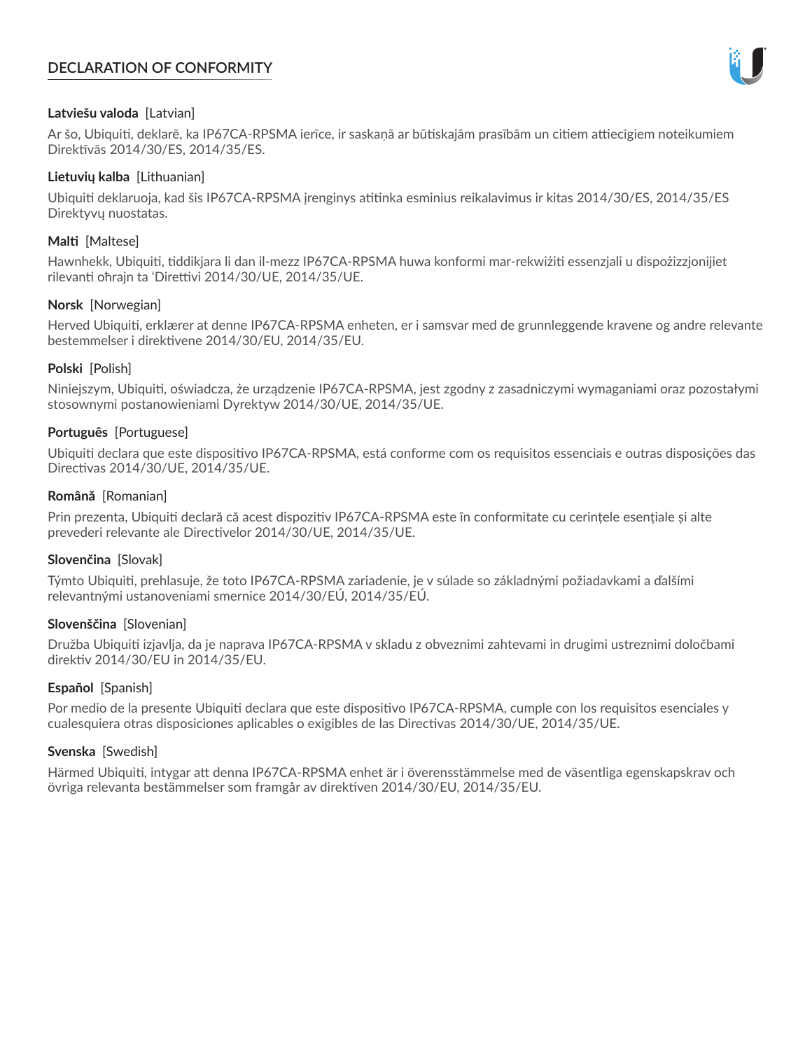# DECLARATION OF CONFORMITY

**Latviešu valoda** [Latvian]

Ar šo, Ubiquiti, deklarē, ka IP67CA-RPSMA ierīce, ir saskaņā ar būtiskajām prasībām un citiem attiecīgiem noteikumiem Direktīvās 2014/30/ES, 2014/35/ES.

**Lietuvių kalba** [Lithuanian]

Ubiquiti deklaruoja, kad šis IP67CA-RPSMA įrenginys atitinka esminius reikalavimus ir kitas 2014/30/ES, 2014/35/ES Direktyvų nuostatas.

**Malti** [Maltese]

Hawnhekk, Ubiquiti, tiddikjara li dan il-mezz IP67CA-RPSMA huwa konformi mar-rekwiżiti essenzjali u dispożizzjonijiet rilevanti oħrajn ta 'Direttivi 2014/30/UE, 2014/35/UE.

**Norsk** [Norwegian]

Herved Ubiquiti, erklærer at denne IP67CA-RPSMA enheten, er i samsvar med de grunnleggende kravene og andre relevante bestemmelser i direktivene 2014/30/EU, 2014/35/EU.

**Polski** [Polish]

Niniejszym, Ubiquiti, oświadcza, że urządzenie IP67CA-RPSMA, jest zgodny z zasadniczymi wymaganiami oraz pozostałymi stosownymi postanowieniami Dyrektyw 2014/30/UE, 2014/35/UE.

**Português** [Portuguese]

Ubiquiti declara que este dispositivo IP67CA-RPSMA, está conforme com os requisitos essenciais e outras disposições das Directivas 2014/30/UE, 2014/35/UE.

**Română** [Romanian]

Prin prezenta, Ubiquiti declară că acest dispozitiv IP67CA-RPSMA este în conformitate cu cerințele esențiale și alte prevederi relevante ale Directivelor 2014/30/UE, 2014/35/UE.

**Slovenčina** [Slovak]

Týmto Ubiquiti, prehlasuje, že toto IP67CA-RPSMA zariadenie, je v súlade so základnými požiadavkami a ďalšími relevantnými ustanoveniami smernice 2014/30/EÚ, 2014/35/EÚ.

**Slovenščina** [Slovenian]

Družba Ubiquiti izjavlja, da je naprava IP67CA-RPSMA v skladu z obveznimi zahtevami in drugimi ustreznimi določbami direktiv 2014/30/EU in 2014/35/EU.

**Español** [Spanish]

Por medio de la presente Ubiquiti declara que este dispositivo IP67CA-RPSMA, cumple con los requisitos esenciales y cualesquiera otras disposiciones aplicables o exigibles de las Directivas 2014/30/UE, 2014/35/UE.

**Svenska** [Swedish]

Härmed Ubiquiti, intygar att denna IP67CA-RPSMA enhet är i överensstämmelse med de väsentliga egenskapskrav och övriga relevanta bestämmelser som framgår av direktiven 2014/30/EU, 2014/35/EU.